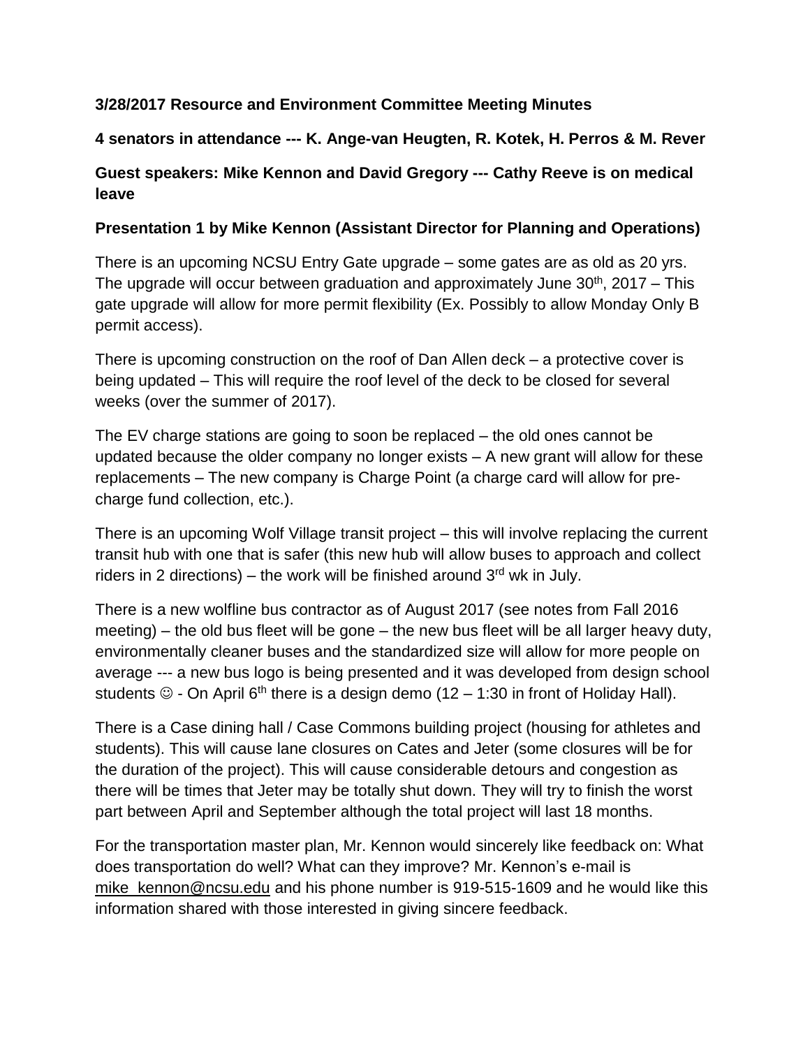**3/28/2017 Resource and Environment Committee Meeting Minutes**

**4 senators in attendance --- K. Ange-van Heugten, R. Kotek, H. Perros & M. Rever**

**Guest speakers: Mike Kennon and David Gregory --- Cathy Reeve is on medical leave**

**Presentation 1 by Mike Kennon (Assistant Director for Planning and Operations)**

There is an upcoming NCSU Entry Gate upgrade – some gates are as old as 20 yrs. The upgrade will occur between graduation and approximately June 30th, 2017 – This gate upgrade will allow for more permit flexibility (Ex. Possibly to allow Monday Only B permit access).

There is upcoming construction on the roof of Dan Allen deck – a protective cover is being updated – This will require the roof level of the deck to be closed for several weeks (over the summer of 2017).

The EV charge stations are going to soon be replaced – the old ones cannot be updated because the older company no longer exists – A new grant will allow for these replacements – The new company is Charge Point (a charge card will allow for pre-charge fund collection, etc.).

There is an upcoming Wolf Village transit project – this will involve replacing the current transit hub with one that is safer (this new hub will allow buses to approach and collect riders in 2 directions) – the work will be finished around 3rd wk in July.

There is a new wolfline bus contractor as of August 2017 (see notes from Fall 2016 meeting) – the old bus fleet will be gone – the new bus fleet will be all larger heavy duty, environmentally cleaner buses and the standardized size will allow for more people on average --- a new bus logo is being presented and it was developed from design school students ☺ - On April 6th there is a design demo (12 – 1:30 in front of Holiday Hall).

There is a Case dining hall / Case Commons building project (housing for athletes and students). This will cause lane closures on Cates and Jeter (some closures will be for the duration of the project). This will cause considerable detours and congestion as there will be times that Jeter may be totally shut down. They will try to finish the worst part between April and September although the total project will last 18 months.

For the transportation master plan, Mr. Kennon would sincerely like feedback on: What does transportation do well? What can they improve? Mr. Kennon's e-mail is mike_kennon@ncsu.edu and his phone number is 919-515-1609 and he would like this information shared with those interested in giving sincere feedback.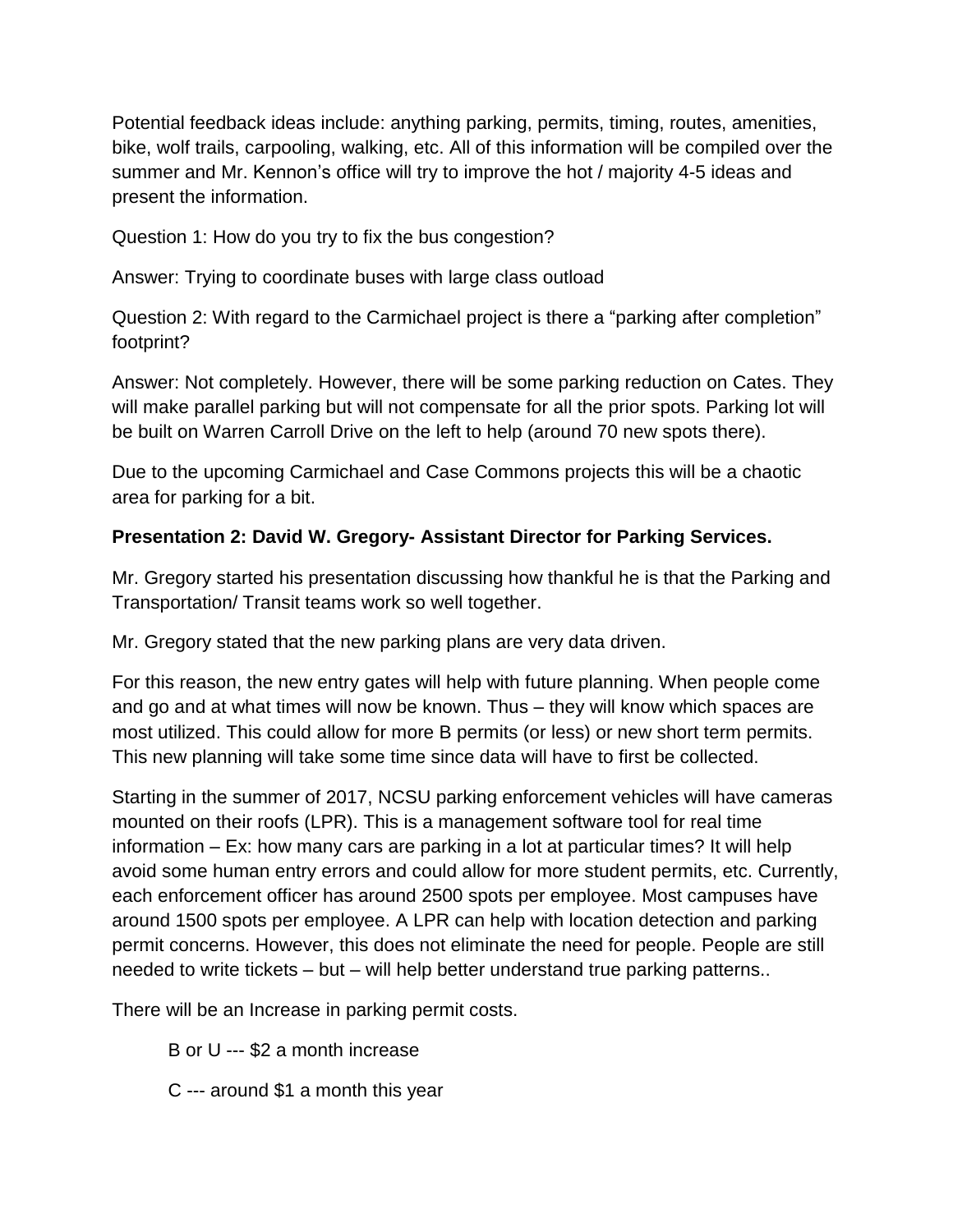Potential feedback ideas include: anything parking, permits, timing, routes, amenities, bike, wolf trails, carpooling, walking, etc. All of this information will be compiled over the summer and Mr. Kennon's office will try to improve the hot / majority 4-5 ideas and present the information.

Question 1: How do you try to fix the bus congestion?

Answer: Trying to coordinate buses with large class outload

Question 2: With regard to the Carmichael project is there a "parking after completion" footprint?

Answer: Not completely. However, there will be some parking reduction on Cates. They will make parallel parking but will not compensate for all the prior spots. Parking lot will be built on Warren Carroll Drive on the left to help (around 70 new spots there).

Due to the upcoming Carmichael and Case Commons projects this will be a chaotic area for parking for a bit.

**Presentation 2: David W. Gregory- Assistant Director for Parking Services.**

Mr. Gregory started his presentation discussing how thankful he is that the Parking and Transportation/ Transit teams work so well together.

Mr. Gregory stated that the new parking plans are very data driven.

For this reason, the new entry gates will help with future planning. When people come and go and at what times will now be known. Thus – they will know which spaces are most utilized. This could allow for more B permits (or less) or new short term permits. This new planning will take some time since data will have to first be collected.

Starting in the summer of 2017, NCSU parking enforcement vehicles will have cameras mounted on their roofs (LPR). This is a management software tool for real time information – Ex: how many cars are parking in a lot at particular times? It will help avoid some human entry errors and could allow for more student permits, etc. Currently, each enforcement officer has around 2500 spots per employee. Most campuses have around 1500 spots per employee. A LPR can help with location detection and parking permit concerns. However, this does not eliminate the need for people. People are still needed to write tickets – but – will help better understand true parking patterns..

There will be an Increase in parking permit costs.

B or U --- $2 a month increase

C --- around $1 a month this year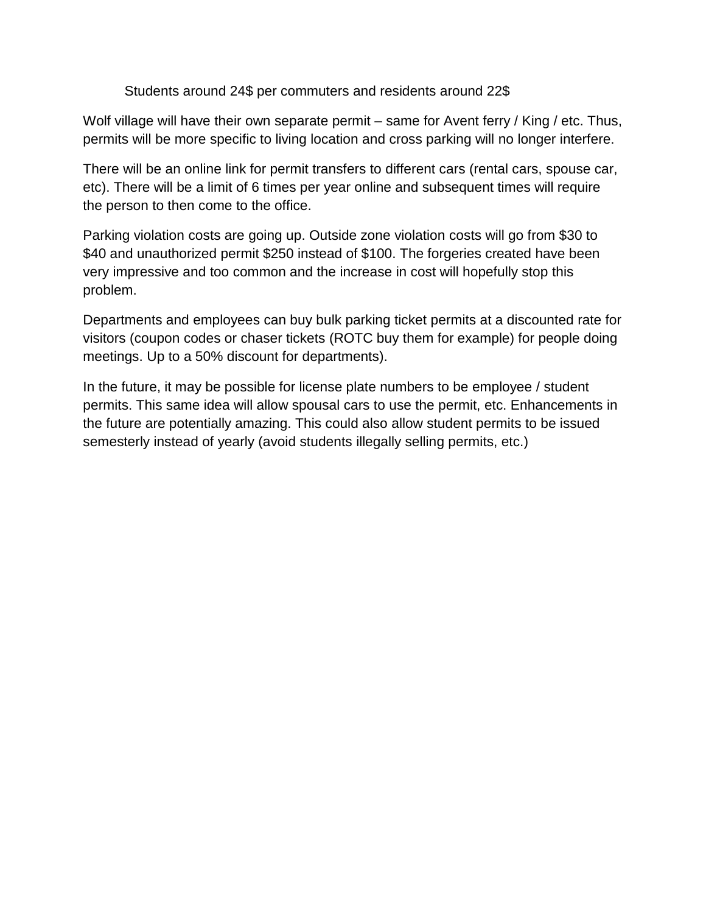Students around 24$ per commuters and residents around 22$

Wolf village will have their own separate permit – same for Avent ferry / King / etc. Thus, permits will be more specific to living location and cross parking will no longer interfere.

There will be an online link for permit transfers to different cars (rental cars, spouse car, etc). There will be a limit of 6 times per year online and subsequent times will require the person to then come to the office.

Parking violation costs are going up. Outside zone violation costs will go from $30 to $40 and unauthorized permit $250 instead of $100. The forgeries created have been very impressive and too common and the increase in cost will hopefully stop this problem.

Departments and employees can buy bulk parking ticket permits at a discounted rate for visitors (coupon codes or chaser tickets (ROTC buy them for example) for people doing meetings. Up to a 50% discount for departments).

In the future, it may be possible for license plate numbers to be employee / student permits. This same idea will allow spousal cars to use the permit, etc. Enhancements in the future are potentially amazing. This could also allow student permits to be issued semesterly instead of yearly (avoid students illegally selling permits, etc.)